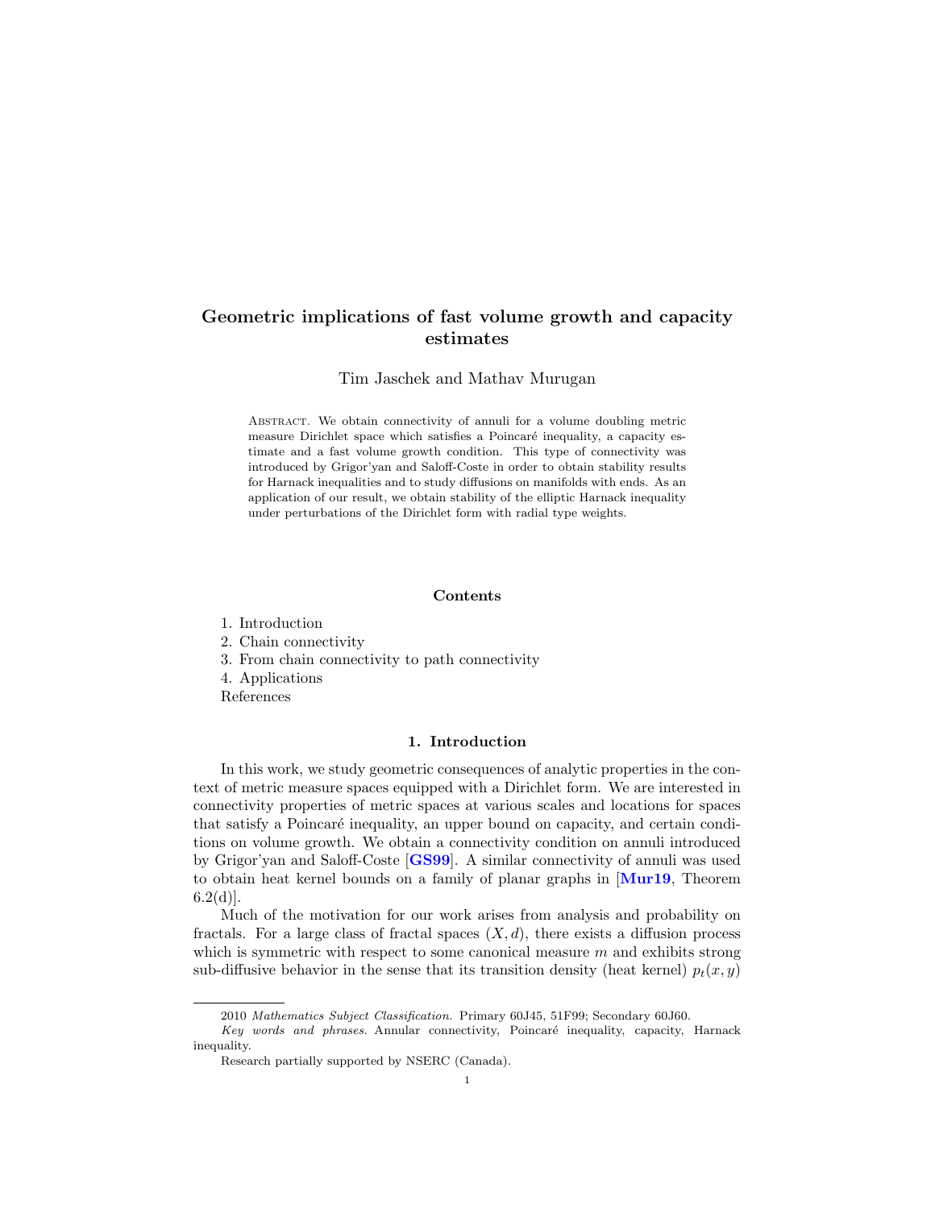# Geometric implications of fast volume growth and capacity estimates

Tim Jaschek and Mathav Murugan

Abstract. We obtain connectivity of annuli for a volume doubling metric measure Dirichlet space which satisfies a Poincaré inequality, a capacity estimate and a fast volume growth condition. This type of connectivity was introduced by Grigor'yan and Saloff-Coste in order to obtain stability results for Harnack inequalities and to study diffusions on manifolds with ends. As an application of our result, we obtain stability of the elliptic Harnack inequality under perturbations of the Dirichlet form with radial type weights.

## Contents

1. Introduction
2. Chain connectivity
3. From chain connectivity to path connectivity
4. Applications

References

## 1. Introduction

In this work, we study geometric consequences of analytic properties in the context of metric measure spaces equipped with a Dirichlet form. We are interested in connectivity properties of metric spaces at various scales and locations for spaces that satisfy a Poincaré inequality, an upper bound on capacity, and certain conditions on volume growth. We obtain a connectivity condition on annuli introduced by Grigor'yan and Saloff-Coste [**GS99**]. A similar connectivity of annuli was used to obtain heat kernel bounds on a family of planar graphs in [**Mur19**, Theorem 6.2(d)].

Much of the motivation for our work arises from analysis and probability on fractals. For a large class of fractal spaces $(X, d)$, there exists a diffusion process which is symmetric with respect to some canonical measure $m$ and exhibits strong sub-diffusive behavior in the sense that its transition density (heat kernel) $p_t(x, y)$

---

2010 *Mathematics Subject Classification.* Primary 60J45, 51F99; Secondary 60J60.

*Key words and phrases.* Annular connectivity, Poincaré inequality, capacity, Harnack inequality.

Research partially supported by NSERC (Canada).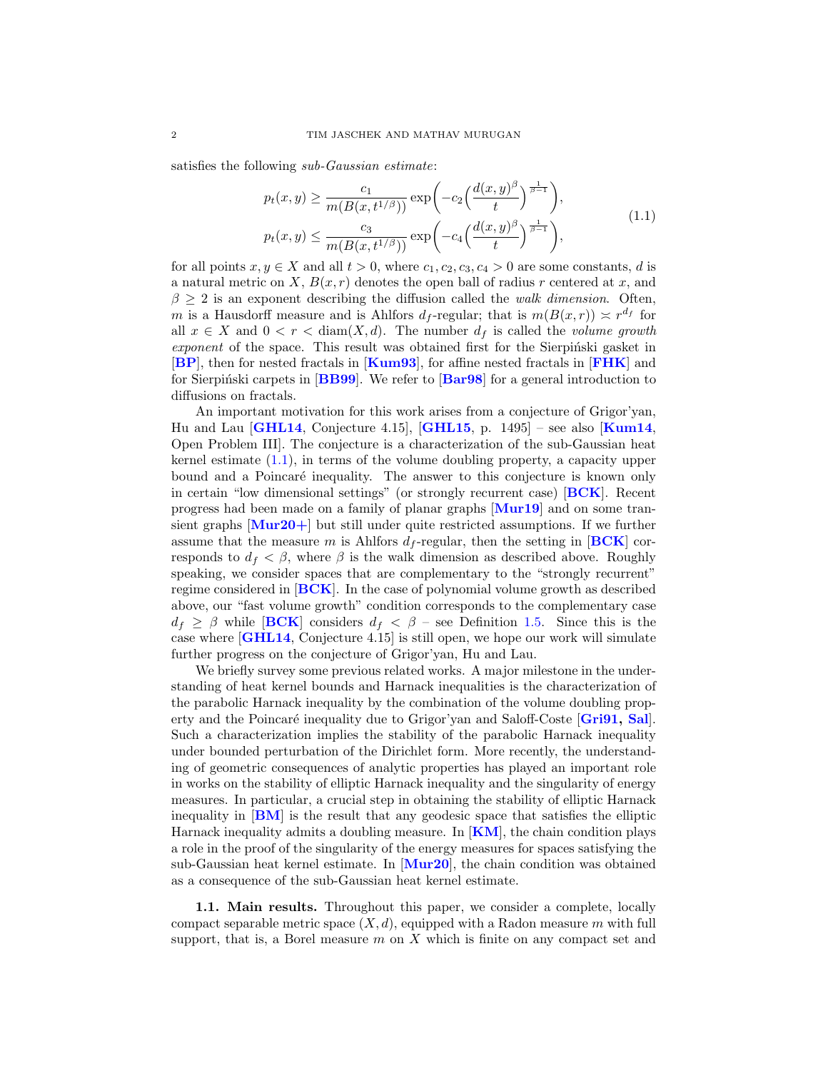satisfies the following *sub-Gaussian estimate*:

$$
\begin{aligned}
p_t(x,y) &\geq \frac{c_1}{m(B(x,t^{1/\beta}))} \exp\left(-c_2\left(\frac{d(x,y)^\beta}{t}\right)^{\frac{1}{\beta-1}}\right), \\
p_t(x,y) &\leq \frac{c_3}{m(B(x,t^{1/\beta}))} \exp\left(-c_4\left(\frac{d(x,y)^\beta}{t}\right)^{\frac{1}{\beta-1}}\right),
\end{aligned}
\tag{1.1}
$$

for all points $x, y \in X$ and all $t > 0$, where $c_1, c_2, c_3, c_4 > 0$ are some constants, $d$ is a natural metric on $X$, $B(x,r)$ denotes the open ball of radius $r$ centered at $x$, and $\beta \geq 2$ is an exponent describing the diffusion called the *walk dimension*. Often, $m$ is a Hausdorff measure and is Ahlfors $d_f$-regular; that is $m(B(x,r)) \asymp r^{d_f}$ for all $x \in X$ and $0 < r < \operatorname{diam}(X,d)$. The number $d_f$ is called the *volume growth exponent* of the space. This result was obtained first for the Sierpiński gasket in [**BP**], then for nested fractals in [**Kum93**], for affine nested fractals in [**FHK**] and for Sierpiński carpets in [**BB99**]. We refer to [**Bar98**] for a general introduction to diffusions on fractals.

An important motivation for this work arises from a conjecture of Grigor'yan, Hu and Lau [**GHL14**, Conjecture 4.15], [**GHL15**, p. 1495] – see also [**Kum14**, Open Problem III]. The conjecture is a characterization of the sub-Gaussian heat kernel estimate (1.1), in terms of the volume doubling property, a capacity upper bound and a Poincaré inequality. The answer to this conjecture is known only in certain "low dimensional settings" (or strongly recurrent case) [**BCK**]. Recent progress had been made on a family of planar graphs [**Mur19**] and on some transient graphs [**Mur20+**] but still under quite restricted assumptions. If we further assume that the measure $m$ is Ahlfors $d_f$-regular, then the setting in [**BCK**] corresponds to $d_f < \beta$, where $\beta$ is the walk dimension as described above. Roughly speaking, we consider spaces that are complementary to the "strongly recurrent" regime considered in [**BCK**]. In the case of polynomial volume growth as described above, our "fast volume growth" condition corresponds to the complementary case $d_f \geq \beta$ while [**BCK**] considers $d_f < \beta$ – see Definition 1.5. Since this is the case where [**GHL14**, Conjecture 4.15] is still open, we hope our work will simulate further progress on the conjecture of Grigor'yan, Hu and Lau.

We briefly survey some previous related works. A major milestone in the understanding of heat kernel bounds and Harnack inequalities is the characterization of the parabolic Harnack inequality by the combination of the volume doubling property and the Poincaré inequality due to Grigor'yan and Saloff-Coste [**Gri91, Sal**]. Such a characterization implies the stability of the parabolic Harnack inequality under bounded perturbation of the Dirichlet form. More recently, the understanding of geometric consequences of analytic properties has played an important role in works on the stability of elliptic Harnack inequality and the singularity of energy measures. In particular, a crucial step in obtaining the stability of elliptic Harnack inequality in [**BM**] is the result that any geodesic space that satisfies the elliptic Harnack inequality admits a doubling measure. In [**KM**], the chain condition plays a role in the proof of the singularity of the energy measures for spaces satisfying the sub-Gaussian heat kernel estimate. In [**Mur20**], the chain condition was obtained as a consequence of the sub-Gaussian heat kernel estimate.

**1.1. Main results.** Throughout this paper, we consider a complete, locally compact separable metric space $(X,d)$, equipped with a Radon measure $m$ with full support, that is, a Borel measure $m$ on $X$ which is finite on any compact set and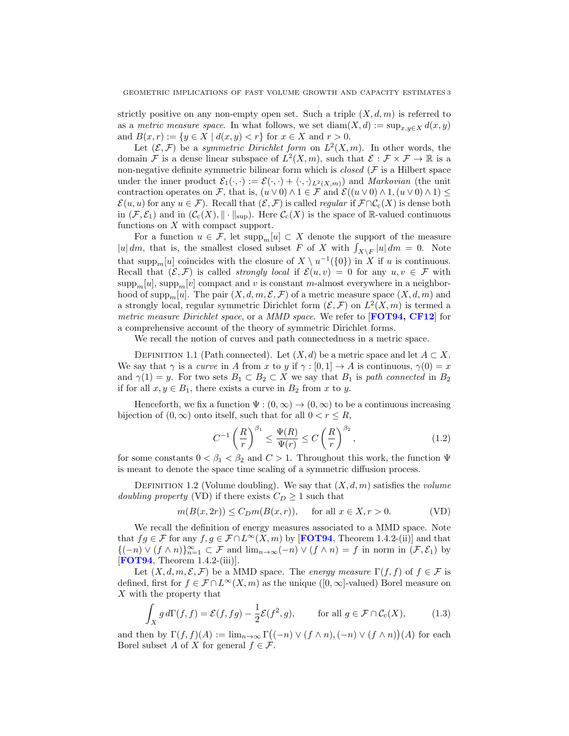strictly positive on any non-empty open set. Such a triple $(X, d, m)$ is referred to as a *metric measure space*. In what follows, we set $\operatorname{diam}(X, d) := \sup_{x,y \in X} d(x, y)$ and $B(x, r) := \{y \in X \mid d(x, y) < r\}$ for $x \in X$ and $r > 0$.

Let $(\mathcal{E}, \mathcal{F})$ be a *symmetric Dirichlet form* on $L^2(X, m)$. In other words, the domain $\mathcal{F}$ is a dense linear subspace of $L^2(X, m)$, such that $\mathcal{E} : \mathcal{F} \times \mathcal{F} \to \mathbb{R}$ is a non-negative definite symmetric bilinear form which is *closed* ($\mathcal{F}$ is a Hilbert space under the inner product $\mathcal{E}_1(\cdot, \cdot) := \mathcal{E}(\cdot, \cdot) + \langle \cdot, \cdot \rangle_{L^2(X,m)}$) and *Markovian* (the unit contraction operates on $\mathcal{F}$, that is, $(u \vee 0) \wedge 1 \in \mathcal{F}$ and $\mathcal{E}((u \vee 0) \wedge 1, (u \vee 0) \wedge 1) \le \mathcal{E}(u, u)$ for any $u \in \mathcal{F}$). Recall that $(\mathcal{E}, \mathcal{F})$ is called *regular* if $\mathcal{F} \cap \mathcal{C}_c(X)$ is dense both in $(\mathcal{F}, \mathcal{E}_1)$ and in $(\mathcal{C}_c(X), \|\cdot\|_{\sup})$. Here $\mathcal{C}_c(X)$ is the space of $\mathbb{R}$-valued continuous functions on $X$ with compact support.

For a function $u \in \mathcal{F}$, let $\operatorname{supp}_m[u] \subset X$ denote the support of the measure $|u|\,dm$, that is, the smallest closed subset $F$ of $X$ with $\int_{X \setminus F} |u|\,dm = 0$. Note that $\operatorname{supp}_m[u]$ coincides with the closure of $X \setminus u^{-1}(\{0\})$ in $X$ if $u$ is continuous. Recall that $(\mathcal{E}, \mathcal{F})$ is called *strongly local* if $\mathcal{E}(u, v) = 0$ for any $u, v \in \mathcal{F}$ with $\operatorname{supp}_m[u], \operatorname{supp}_m[v]$ compact and $v$ is constant $m$-almost everywhere in a neighborhood of $\operatorname{supp}_m[u]$. The pair $(X, d, m, \mathcal{E}, \mathcal{F})$ of a metric measure space $(X, d, m)$ and a strongly local, regular symmetric Dirichlet form $(\mathcal{E}, \mathcal{F})$ on $L^2(X, m)$ is termed a *metric measure Dirichlet space*, or a *MMD space*. We refer to [**FOT94, CF12**] for a comprehensive account of the theory of symmetric Dirichlet forms.

We recall the notion of curves and path connectedness in a metric space.

Definition 1.1 (Path connected). Let $(X, d)$ be a metric space and let $A \subset X$. We say that $\gamma$ is a *curve* in $A$ from $x$ to $y$ if $\gamma : [0, 1] \to A$ is continuous, $\gamma(0) = x$ and $\gamma(1) = y$. For two sets $B_1 \subset B_2 \subset X$ we say that $B_1$ is *path connected* in $B_2$ if for all $x, y \in B_1$, there exists a curve in $B_2$ from $x$ to $y$.

Henceforth, we fix a function $\Psi : (0, \infty) \to (0, \infty)$ to be a continuous increasing bijection of $(0, \infty)$ onto itself, such that for all $0 < r \le R$,

$$C^{-1} \left(\frac{R}{r}\right)^{\beta_1} \le \frac{\Psi(R)}{\Psi(r)} \le C \left(\frac{R}{r}\right)^{\beta_2}, \tag{1.2}$$

for some constants $0 < \beta_1 < \beta_2$ and $C > 1$. Throughout this work, the function $\Psi$ is meant to denote the space time scaling of a symmetric diffusion process.

Definition 1.2 (Volume doubling). We say that $(X, d, m)$ satisfies the *volume doubling property* (VD) if there exists $C_D \ge 1$ such that

$$m(B(x, 2r)) \le C_D m(B(x, r)), \quad \text{for all } x \in X, r > 0. \tag{VD}$$

We recall the definition of energy measures associated to a MMD space. Note that $fg \in \mathcal{F}$ for any $f, g \in \mathcal{F} \cap L^\infty(X, m)$ by [**FOT94**, Theorem 1.4.2-(ii)] and that $\{(-n) \vee (f \wedge n)\}_{n=1}^\infty \subset \mathcal{F}$ and $\lim_{n\to\infty} (-n) \vee (f \wedge n) = f$ in norm in $(\mathcal{F}, \mathcal{E}_1)$ by [**FOT94**, Theorem 1.4.2-(iii)].

Let $(X, d, m, \mathcal{E}, \mathcal{F})$ be a MMD space. The *energy measure* $\Gamma(f, f)$ of $f \in \mathcal{F}$ is defined, first for $f \in \mathcal{F} \cap L^\infty(X, m)$ as the unique ($[0, \infty]$-valued) Borel measure on $X$ with the property that

$$\int_X g\, d\Gamma(f, f) = \mathcal{E}(f, fg) - \frac{1}{2}\mathcal{E}(f^2, g), \qquad \text{for all } g \in \mathcal{F} \cap \mathcal{C}_c(X), \tag{1.3}$$

and then by $\Gamma(f, f)(A) := \lim_{n\to\infty} \Gamma\big((-n) \vee (f \wedge n), (-n) \vee (f \wedge n)\big)(A)$ for each Borel subset $A$ of $X$ for general $f \in \mathcal{F}$.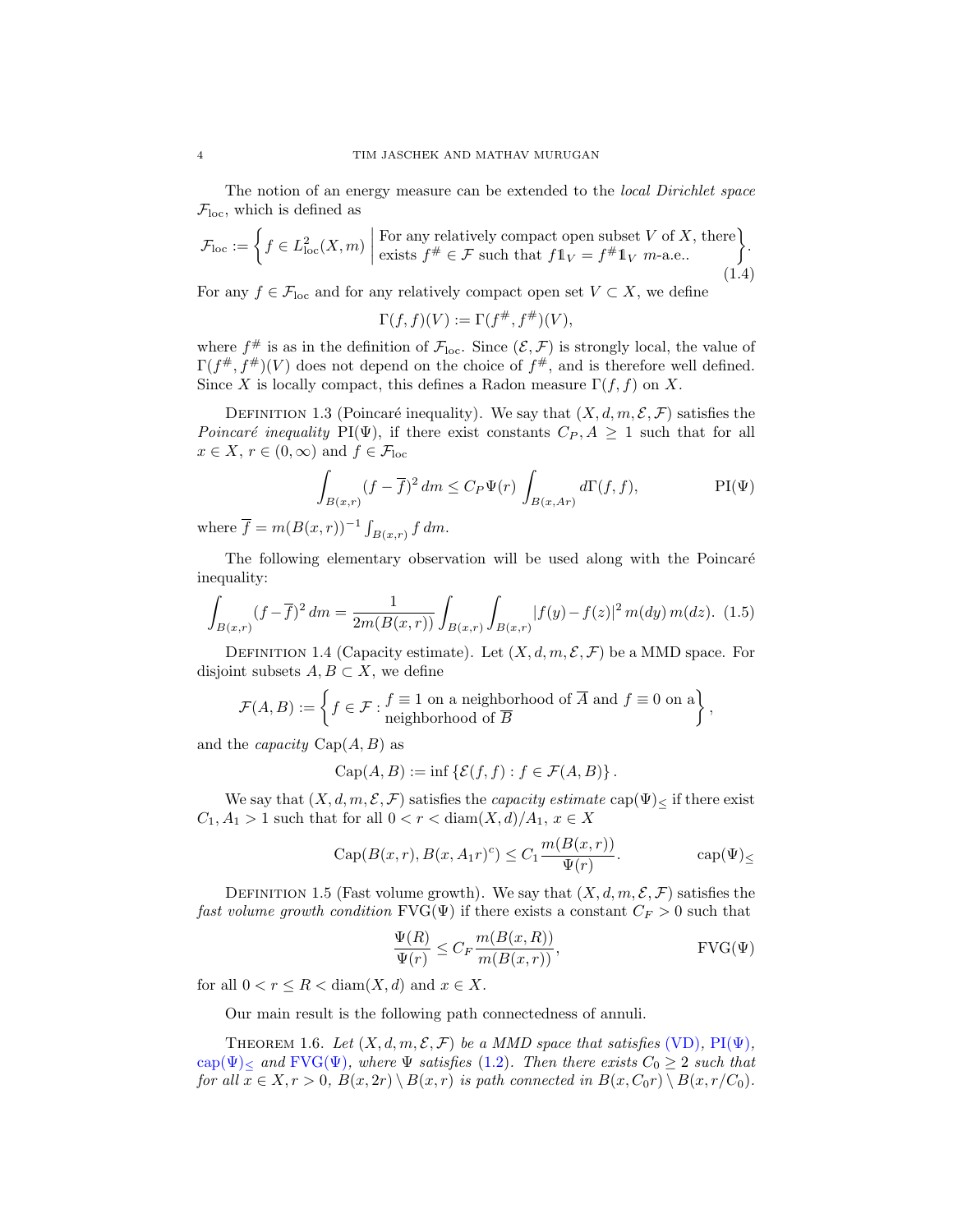The notion of an energy measure can be extended to the *local Dirichlet space* $\mathcal{F}_{\mathrm{loc}}$, which is defined as

$$\mathcal{F}_{\mathrm{loc}} := \left\{ f \in L^2_{\mathrm{loc}}(X,m) \;\middle|\; \begin{array}{l}\text{For any relatively compact open subset } V \text{ of } X, \text{ there} \\ \text{exists } f^{\#} \in \mathcal{F} \text{ such that } f\mathbb{1}_V = f^{\#}\mathbb{1}_V \ m\text{-a.e..}\end{array} \right\}. \tag{1.4}$$

For any $f \in \mathcal{F}_{\mathrm{loc}}$ and for any relatively compact open set $V \subset X$, we define

$$\Gamma(f,f)(V) := \Gamma(f^{\#}, f^{\#})(V),$$

where $f^{\#}$ is as in the definition of $\mathcal{F}_{\mathrm{loc}}$. Since $(\mathcal{E},\mathcal{F})$ is strongly local, the value of $\Gamma(f^{\#}, f^{\#})(V)$ does not depend on the choice of $f^{\#}$, and is therefore well defined. Since $X$ is locally compact, this defines a Radon measure $\Gamma(f,f)$ on $X$.

Definition 1.3 (Poincaré inequality). We say that $(X,d,m,\mathcal{E},\mathcal{F})$ satisfies the *Poincaré inequality* $\mathrm{PI}(\Psi)$, if there exist constants $C_P, A \geq 1$ such that for all $x \in X$, $r \in (0,\infty)$ and $f \in \mathcal{F}_{\mathrm{loc}}$

$$\int_{B(x,r)} (f-\overline{f})^2\, dm \leq C_P \Psi(r) \int_{B(x,Ar)} d\Gamma(f,f), \tag{$\mathrm{PI}(\Psi)$}$$

where $\overline{f} = m(B(x,r))^{-1}\int_{B(x,r)} f\, dm$.

The following elementary observation will be used along with the Poincaré inequality:

$$\int_{B(x,r)} (f-\overline{f})^2\, dm = \frac{1}{2m(B(x,r))}\int_{B(x,r)}\int_{B(x,r)} |f(y)-f(z)|^2\, m(dy)\, m(dz). \tag{1.5}$$

Definition 1.4 (Capacity estimate). Let $(X,d,m,\mathcal{E},\mathcal{F})$ be a MMD space. For disjoint subsets $A, B \subset X$, we define

$$\mathcal{F}(A,B) := \left\{ f \in \mathcal{F} : \begin{array}{l} f \equiv 1 \text{ on a neighborhood of } \overline{A} \text{ and } f \equiv 0 \text{ on a} \\ \text{neighborhood of } \overline{B}\end{array} \right\},$$

and the *capacity* $\mathrm{Cap}(A,B)$ as

$$\mathrm{Cap}(A,B) := \inf\{\mathcal{E}(f,f) : f \in \mathcal{F}(A,B)\}.$$

We say that $(X,d,m,\mathcal{E},\mathcal{F})$ satisfies the *capacity estimate* $\mathrm{cap}(\Psi)_{\leq}$ if there exist $C_1, A_1 > 1$ such that for all $0 < r < \mathrm{diam}(X,d)/A_1$, $x \in X$

$$\mathrm{Cap}(B(x,r), B(x,A_1 r)^c) \leq C_1 \frac{m(B(x,r))}{\Psi(r)}. \tag{$\mathrm{cap}(\Psi)_{\leq}$}$$

Definition 1.5 (Fast volume growth). We say that $(X,d,m,\mathcal{E},\mathcal{F})$ satisfies the *fast volume growth condition* $\mathrm{FVG}(\Psi)$ if there exists a constant $C_F > 0$ such that

$$\frac{\Psi(R)}{\Psi(r)} \leq C_F \frac{m(B(x,R))}{m(B(x,r))}, \tag{$\mathrm{FVG}(\Psi)$}$$

for all $0 < r \leq R < \mathrm{diam}(X,d)$ and $x \in X$.

Our main result is the following path connectedness of annuli.

Theorem 1.6. *Let $(X,d,m,\mathcal{E},\mathcal{F})$ be a MMD space that satisfies (VD), $\mathrm{PI}(\Psi)$, $\mathrm{cap}(\Psi)_{\leq}$ and $\mathrm{FVG}(\Psi)$, where $\Psi$ satisfies (1.2). Then there exists $C_0 \geq 2$ such that for all $x \in X, r > 0$, $B(x,2r)\setminus B(x,r)$ is path connected in $B(x,C_0 r)\setminus B(x,r/C_0)$.*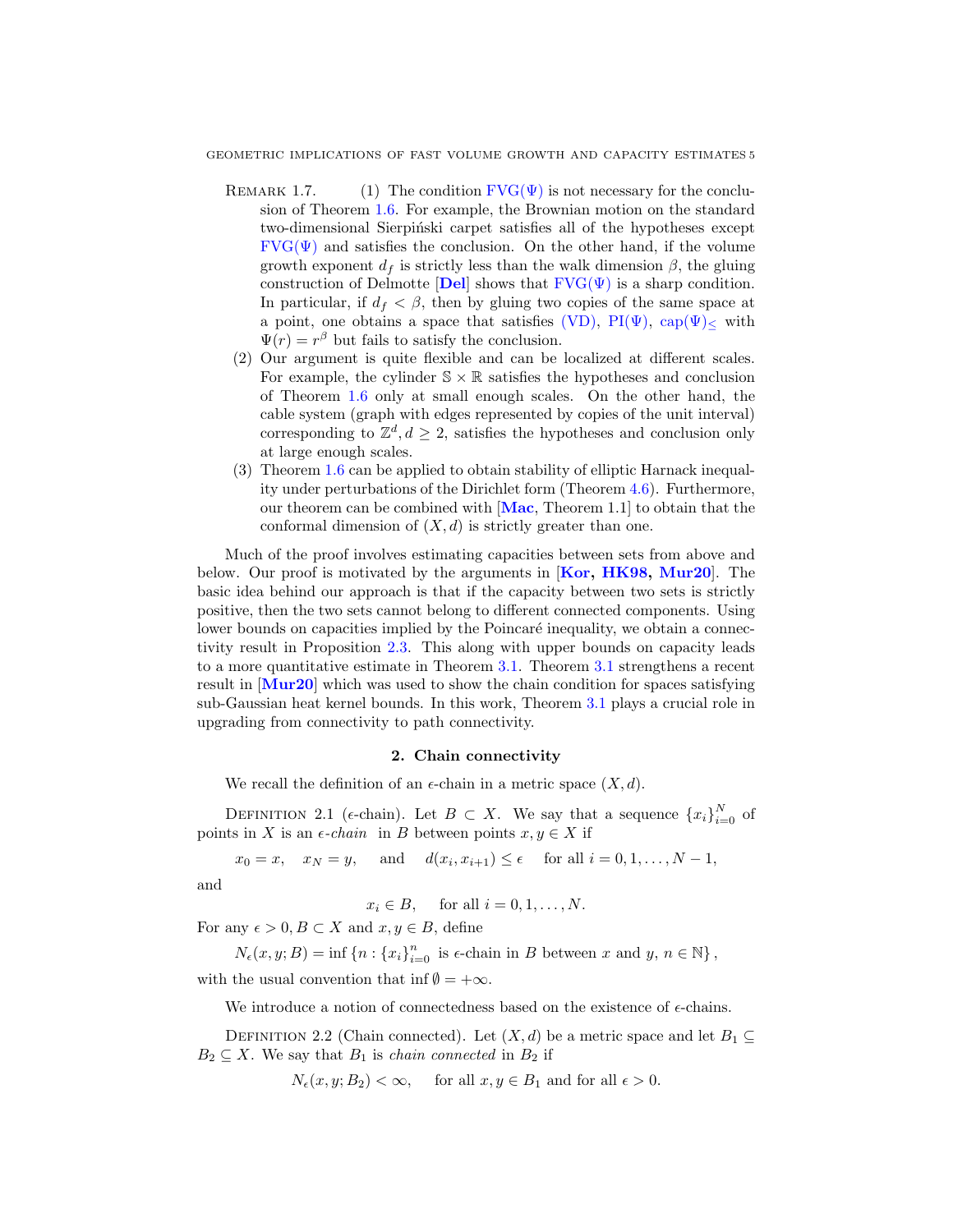Remark 1.7. (1) The condition FVG($\Psi$) is not necessary for the conclusion of Theorem 1.6. For example, the Brownian motion on the standard two-dimensional Sierpiński carpet satisfies all of the hypotheses except FVG($\Psi$) and satisfies the conclusion. On the other hand, if the volume growth exponent $d_f$ is strictly less than the walk dimension $\beta$, the gluing construction of Delmotte [**Del**] shows that FVG($\Psi$) is a sharp condition. In particular, if $d_f < \beta$, then by gluing two copies of the same space at a point, one obtains a space that satisfies (VD), PI($\Psi$), cap($\Psi$)$_\leq$ with $\Psi(r) = r^\beta$ but fails to satisfy the conclusion.

(2) Our argument is quite flexible and can be localized at different scales. For example, the cylinder $\mathbb{S} \times \mathbb{R}$ satisfies the hypotheses and conclusion of Theorem 1.6 only at small enough scales. On the other hand, the cable system (graph with edges represented by copies of the unit interval) corresponding to $\mathbb{Z}^d, d \geq 2$, satisfies the hypotheses and conclusion only at large enough scales.

(3) Theorem 1.6 can be applied to obtain stability of elliptic Harnack inequality under perturbations of the Dirichlet form (Theorem 4.6). Furthermore, our theorem can be combined with [**Mac**, Theorem 1.1] to obtain that the conformal dimension of $(X, d)$ is strictly greater than one.

Much of the proof involves estimating capacities between sets from above and below. Our proof is motivated by the arguments in [**Kor, HK98, Mur20**]. The basic idea behind our approach is that if the capacity between two sets is strictly positive, then the two sets cannot belong to different connected components. Using lower bounds on capacities implied by the Poincaré inequality, we obtain a connectivity result in Proposition 2.3. This along with upper bounds on capacity leads to a more quantitative estimate in Theorem 3.1. Theorem 3.1 strengthens a recent result in [**Mur20**] which was used to show the chain condition for spaces satisfying sub-Gaussian heat kernel bounds. In this work, Theorem 3.1 plays a crucial role in upgrading from connectivity to path connectivity.

## 2. Chain connectivity

We recall the definition of an $\epsilon$-chain in a metric space $(X, d)$.

Definition 2.1 ($\epsilon$-chain). Let $B \subset X$. We say that a sequence $\{x_i\}_{i=0}^N$ of points in $X$ is an *$\epsilon$-chain* in $B$ between points $x, y \in X$ if

$$x_0 = x, \quad x_N = y, \quad \text{and} \quad d(x_i, x_{i+1}) \leq \epsilon \quad \text{for all } i = 0, 1, \ldots, N-1,$$

and

$$x_i \in B, \quad \text{for all } i = 0, 1, \ldots, N.$$

For any $\epsilon > 0, B \subset X$ and $x, y \in B$, define

$$N_\epsilon(x, y; B) = \inf \left\{ n : \{x_i\}_{i=0}^n \text{ is } \epsilon\text{-chain in } B \text{ between } x \text{ and } y,\, n \in \mathbb{N} \right\},$$

with the usual convention that $\inf \emptyset = +\infty$.

We introduce a notion of connectedness based on the existence of $\epsilon$-chains.

Definition 2.2 (Chain connected). Let $(X, d)$ be a metric space and let $B_1 \subseteq B_2 \subseteq X$. We say that $B_1$ is *chain connected* in $B_2$ if

$$N_\epsilon(x, y; B_2) < \infty, \quad \text{for all } x, y \in B_1 \text{ and for all } \epsilon > 0.$$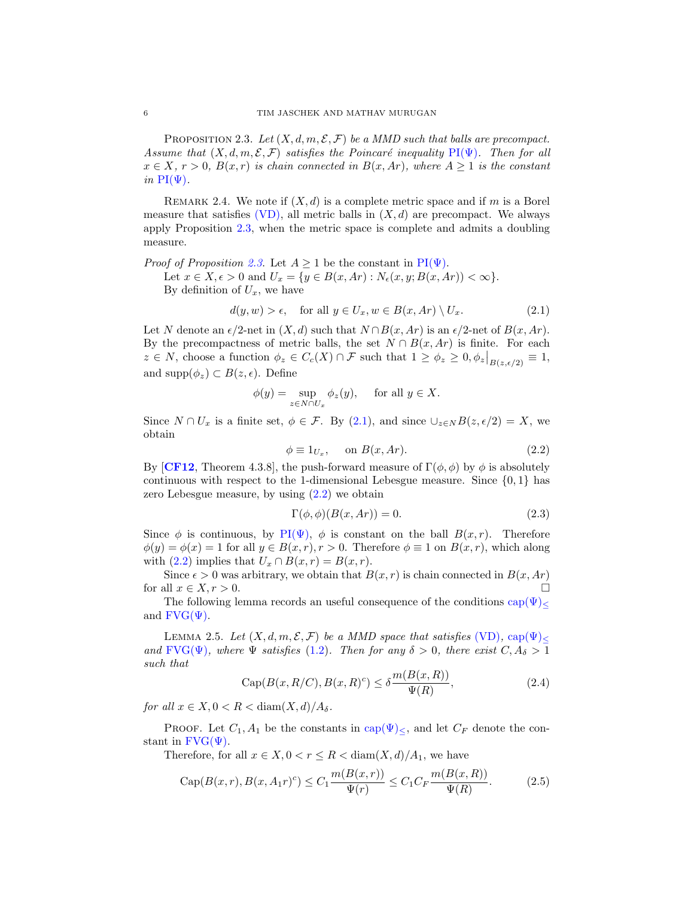PROPOSITION 2.3. *Let $(X, d, m, \mathcal{E}, \mathcal{F})$ be a MMD such that balls are precompact. Assume that $(X, d, m, \mathcal{E}, \mathcal{F})$ satisfies the Poincaré inequality* PI($\Psi$)*. Then for all $x \in X$, $r > 0$, $B(x, r)$ is chain connected in $B(x, Ar)$, where $A \geq 1$ is the constant in* PI($\Psi$)*.*

REMARK 2.4. We note if $(X, d)$ is a complete metric space and if $m$ is a Borel measure that satisfies (VD), all metric balls in $(X, d)$ are precompact. We always apply Proposition 2.3, when the metric space is complete and admits a doubling measure.

*Proof of Proposition 2.3.* Let $A \geq 1$ be the constant in PI($\Psi$).

Let $x \in X, \epsilon > 0$ and $U_x = \{y \in B(x, Ar) : N_\epsilon(x, y; B(x, Ar)) < \infty\}$.

By definition of $U_x$, we have

$$d(y, w) > \epsilon, \quad \text{for all } y \in U_x, w \in B(x, Ar) \setminus U_x. \tag{2.1}$$

Let $N$ denote an $\epsilon/2$-net in $(X, d)$ such that $N \cap B(x, Ar)$ is an $\epsilon/2$-net of $B(x, Ar)$. By the precompactness of metric balls, the set $N \cap B(x, Ar)$ is finite. For each $z \in N$, choose a function $\phi_z \in C_c(X) \cap \mathcal{F}$ such that $1 \geq \phi_z \geq 0, \phi_z\big|_{B(z,\epsilon/2)} \equiv 1$, and $\text{supp}(\phi_z) \subset B(z, \epsilon)$. Define

$$\phi(y) = \sup_{z \in N \cap U_x} \phi_z(y), \quad \text{for all } y \in X.$$

Since $N \cap U_x$ is a finite set, $\phi \in \mathcal{F}$. By (2.1), and since $\cup_{z \in N} B(z, \epsilon/2) = X$, we obtain

$$\phi \equiv 1_{U_x}, \quad \text{on } B(x, Ar). \tag{2.2}$$

By [**CF12**, Theorem 4.3.8], the push-forward measure of $\Gamma(\phi, \phi)$ by $\phi$ is absolutely continuous with respect to the 1-dimensional Lebesgue measure. Since $\{0, 1\}$ has zero Lebesgue measure, by using (2.2) we obtain

$$\Gamma(\phi, \phi)(B(x, Ar)) = 0. \tag{2.3}$$

Since $\phi$ is continuous, by PI($\Psi$), $\phi$ is constant on the ball $B(x, r)$. Therefore $\phi(y) = \phi(x) = 1$ for all $y \in B(x, r), r > 0$. Therefore $\phi \equiv 1$ on $B(x, r)$, which along with (2.2) implies that $U_x \cap B(x, r) = B(x, r)$.

Since $\epsilon > 0$ was arbitrary, we obtain that $B(x, r)$ is chain connected in $B(x, Ar)$ for all $x \in X, r > 0$. $\square$

The following lemma records an useful consequence of the conditions $\text{cap}(\Psi)_\leq$ and FVG($\Psi$).

LEMMA 2.5. *Let $(X, d, m, \mathcal{E}, \mathcal{F})$ be a MMD space that satisfies* (VD)*, $\text{cap}(\Psi)_\leq$ and* FVG($\Psi$)*, where $\Psi$ satisfies* (1.2)*. Then for any $\delta > 0$, there exist $C, A_\delta > 1$ such that*

$$\text{Cap}(B(x, R/C), B(x, R)^c) \leq \delta \frac{m(B(x, R))}{\Psi(R)}, \tag{2.4}$$

*for all $x \in X, 0 < R < \text{diam}(X, d)/A_\delta$.*

PROOF. Let $C_1, A_1$ be the constants in $\text{cap}(\Psi)_\leq$, and let $C_F$ denote the constant in FVG($\Psi$).

Therefore, for all $x \in X, 0 < r \leq R < \text{diam}(X, d)/A_1$, we have

$$\text{Cap}(B(x, r), B(x, A_1 r)^c) \leq C_1 \frac{m(B(x, r))}{\Psi(r)} \leq C_1 C_F \frac{m(B(x, R))}{\Psi(R)}. \tag{2.5}$$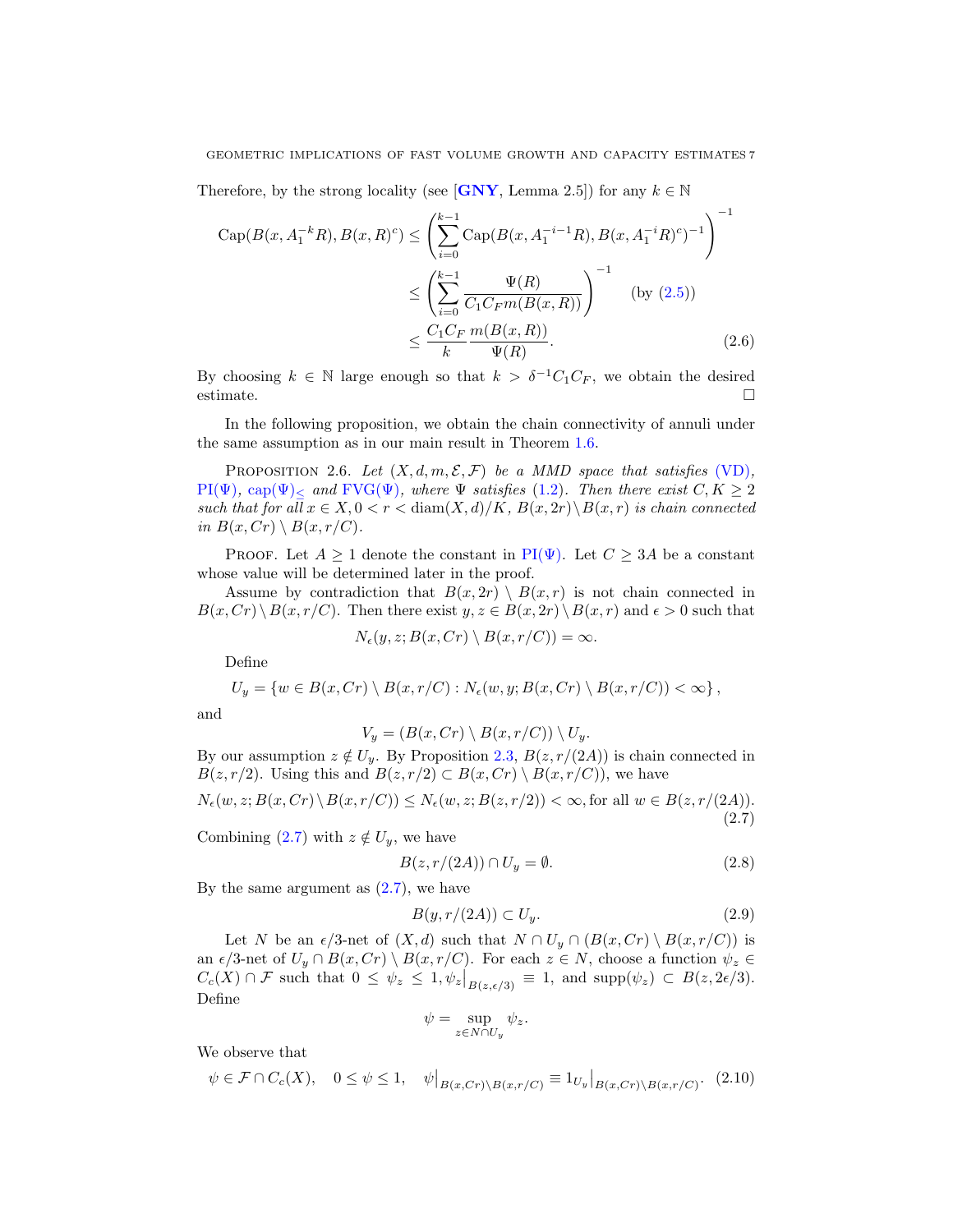Therefore, by the strong locality (see [**GNY**, Lemma 2.5]) for any $k \in \mathbb{N}$

$$
\begin{aligned}
\operatorname{Cap}(B(x, A_1^{-k}R), B(x,R)^c) &\leq \left( \sum_{i=0}^{k-1} \operatorname{Cap}(B(x, A_1^{-i-1}R), B(x, A_1^{-i}R)^c)^{-1} \right)^{-1} \\
&\leq \left( \sum_{i=0}^{k-1} \frac{\Psi(R)}{C_1 C_F m(B(x,R))} \right)^{-1} \quad \text{(by (2.5))} \\
&\leq \frac{C_1 C_F}{k} \frac{m(B(x,R))}{\Psi(R)}. \qquad (2.6)
\end{aligned}
$$

By choosing $k \in \mathbb{N}$ large enough so that $k > \delta^{-1} C_1 C_F$, we obtain the desired estimate. □

In the following proposition, we obtain the chain connectivity of annuli under the same assumption as in our main result in Theorem 1.6.

Proposition 2.6. *Let $(X, d, m, \mathcal{E}, \mathcal{F})$ be a MMD space that satisfies (VD), PI($\Psi$), cap($\Psi$)$_\leq$ and FVG($\Psi$), where $\Psi$ satisfies (1.2). Then there exist $C, K \geq 2$ such that for all $x \in X, 0 < r < \operatorname{diam}(X,d)/K$, $B(x,2r) \setminus B(x,r)$ is chain connected in $B(x,Cr) \setminus B(x,r/C)$.*

Proof. Let $A \geq 1$ denote the constant in PI($\Psi$). Let $C \geq 3A$ be a constant whose value will be determined later in the proof.

Assume by contradiction that $B(x,2r) \setminus B(x,r)$ is not chain connected in $B(x,Cr) \setminus B(x,r/C)$. Then there exist $y, z \in B(x,2r) \setminus B(x,r)$ and $\epsilon > 0$ such that

$$N_\epsilon(y, z; B(x,Cr) \setminus B(x,r/C)) = \infty.$$

Define

$$U_y = \{ w \in B(x,Cr) \setminus B(x,r/C) : N_\epsilon(w, y; B(x,Cr) \setminus B(x,r/C)) < \infty \},$$

and

$$V_y = (B(x,Cr) \setminus B(x,r/C)) \setminus U_y.$$

By our assumption $z \notin U_y$. By Proposition 2.3, $B(z, r/(2A))$ is chain connected in $B(z, r/2)$. Using this and $B(z,r/2) \subset B(x,Cr) \setminus B(x,r/C)$), we have

$$N_\epsilon(w, z; B(x,Cr) \setminus B(x,r/C)) \leq N_\epsilon(w,z; B(z,r/2)) < \infty, \text{for all } w \in B(z, r/(2A)). \tag{2.7}$$

Combining (2.7) with $z \notin U_y$, we have

$$B(z, r/(2A)) \cap U_y = \emptyset. \tag{2.8}$$

By the same argument as (2.7), we have

$$B(y, r/(2A)) \subset U_y. \tag{2.9}$$

Let $N$ be an $\epsilon/3$-net of $(X,d)$ such that $N \cap U_y \cap (B(x,Cr) \setminus B(x,r/C))$ is an $\epsilon/3$-net of $U_y \cap B(x,Cr) \setminus B(x,r/C)$. For each $z \in N$, choose a function $\psi_z \in C_c(X) \cap \mathcal{F}$ such that $0 \leq \psi_z \leq 1, \psi_z\big|_{B(z,\epsilon/3)} \equiv 1$, and $\operatorname{supp}(\psi_z) \subset B(z, 2\epsilon/3)$. Define

$$\psi = \sup_{z \in N \cap U_y} \psi_z.$$

We observe that

$$\psi \in \mathcal{F} \cap C_c(X), \quad 0 \leq \psi \leq 1, \quad \psi\big|_{B(x,Cr)\setminus B(x,r/C)} \equiv 1_{U_y}\big|_{B(x,Cr)\setminus B(x,r/C)}. \tag{2.10}$$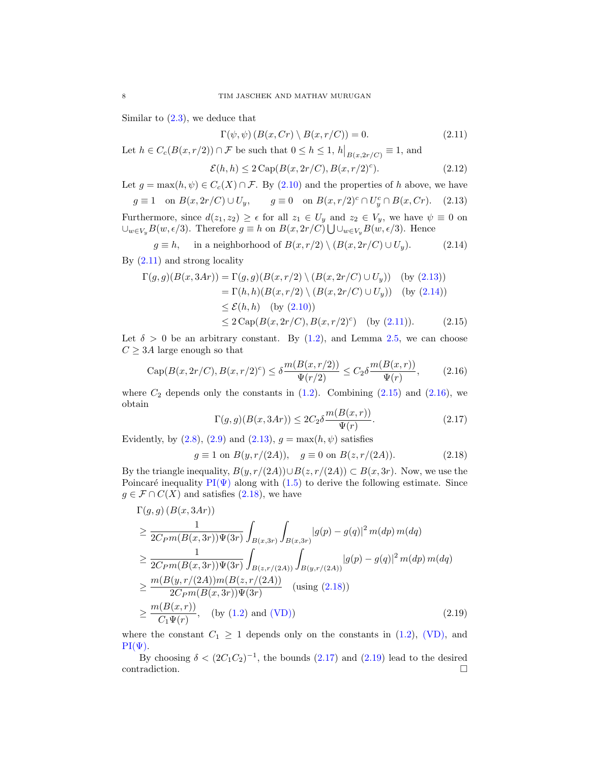Similar to (2.3), we deduce that

$$\Gamma(\psi,\psi)\left(B(x,Cr)\setminus B(x,r/C)\right)=0. \tag{2.11}$$

Let $h \in C_c(B(x,r/2))\cap\mathcal{F}$ be such that $0\le h\le 1$, $h\big|_{B(x,2r/C)}\equiv 1$, and

$$\mathcal{E}(h,h)\le 2\,\mathrm{Cap}(B(x,2r/C),B(x,r/2)^c). \tag{2.12}$$

Let $g=\max(h,\psi)\in C_c(X)\cap\mathcal{F}$. By (2.10) and the properties of $h$ above, we have

$$g\equiv 1 \quad \text{on } B(x,2r/C)\cup U_y, \qquad g\equiv 0 \quad \text{on } B(x,r/2)^c\cap U_y^c\cap B(x,Cr). \tag{2.13}$$

Furthermore, since $d(z_1,z_2)\ge \epsilon$ for all $z_1\in U_y$ and $z_2\in V_y$, we have $\psi\equiv 0$ on $\cup_{w\in V_y}B(w,\epsilon/3)$. Therefore $g\equiv h$ on $B(x,2r/C)\bigcup\cup_{w\in V_y}B(w,\epsilon/3)$. Hence

$$g\equiv h, \quad \text{in a neighborhood of } B(x,r/2)\setminus(B(x,2r/C)\cup U_y). \tag{2.14}$$

By (2.11) and strong locality

$$\begin{aligned}
\Gamma(g,g)(B(x,3Ar)) &= \Gamma(g,g)(B(x,r/2)\setminus(B(x,2r/C)\cup U_y)) \quad \text{(by (2.13))}\\
&= \Gamma(h,h)(B(x,r/2)\setminus(B(x,2r/C)\cup U_y)) \quad \text{(by (2.14))}\\
&\le \mathcal{E}(h,h) \quad \text{(by (2.10))}\\
&\le 2\,\mathrm{Cap}(B(x,2r/C),B(x,r/2)^c) \quad \text{(by (2.11))}.
\end{aligned} \tag{2.15}$$

Let $\delta>0$ be an arbitrary constant. By (1.2), and Lemma 2.5, we can choose $C\ge 3A$ large enough so that

$$\mathrm{Cap}(B(x,2r/C),B(x,r/2)^c)\le \delta\frac{m(B(x,r/2))}{\Psi(r/2)}\le C_2\delta\frac{m(B(x,r))}{\Psi(r)}, \tag{2.16}$$

where $C_2$ depends only the constants in (1.2). Combining (2.15) and (2.16), we obtain

$$\Gamma(g,g)(B(x,3Ar))\le 2C_2\delta\frac{m(B(x,r))}{\Psi(r)}. \tag{2.17}$$

Evidently, by (2.8), (2.9) and (2.13), $g=\max(h,\psi)$ satisfies

$$g\equiv 1 \text{ on } B(y,r/(2A)), \quad g\equiv 0 \text{ on } B(z,r/(2A)). \tag{2.18}$$

By the triangle inequality, $B(y,r/(2A))\cup B(z,r/(2A))\subset B(x,3r)$. Now, we use the Poincaré inequality PI($\Psi$) along with (1.5) to derive the following estimate. Since $g\in\mathcal{F}\cap C(X)$ and satisfies (2.18), we have

$$\begin{aligned}
&\Gamma(g,g)\left(B(x,3Ar)\right)\\
&\ge \frac{1}{2C_P m(B(x,3r))\Psi(3r)}\int_{B(x,3r)}\int_{B(x,3r)}|g(p)-g(q)|^2\,m(dp)\,m(dq)\\
&\ge \frac{1}{2C_P m(B(x,3r))\Psi(3r)}\int_{B(z,r/(2A))}\int_{B(y,r/(2A))}|g(p)-g(q)|^2\,m(dp)\,m(dq)\\
&\ge \frac{m(B(y,r/(2A)))m(B(z,r/(2A)))}{2C_P m(B(x,3r))\Psi(3r)} \quad \text{(using (2.18))}\\
&\ge \frac{m(B(x,r))}{C_1\Psi(r)}, \quad \text{(by (1.2) and (VD))}
\end{aligned} \tag{2.19}$$

where the constant $C_1\ge 1$ depends only on the constants in (1.2), (VD), and PI($\Psi$).

By choosing $\delta<(2C_1C_2)^{-1}$, the bounds (2.17) and (2.19) lead to the desired contradiction. □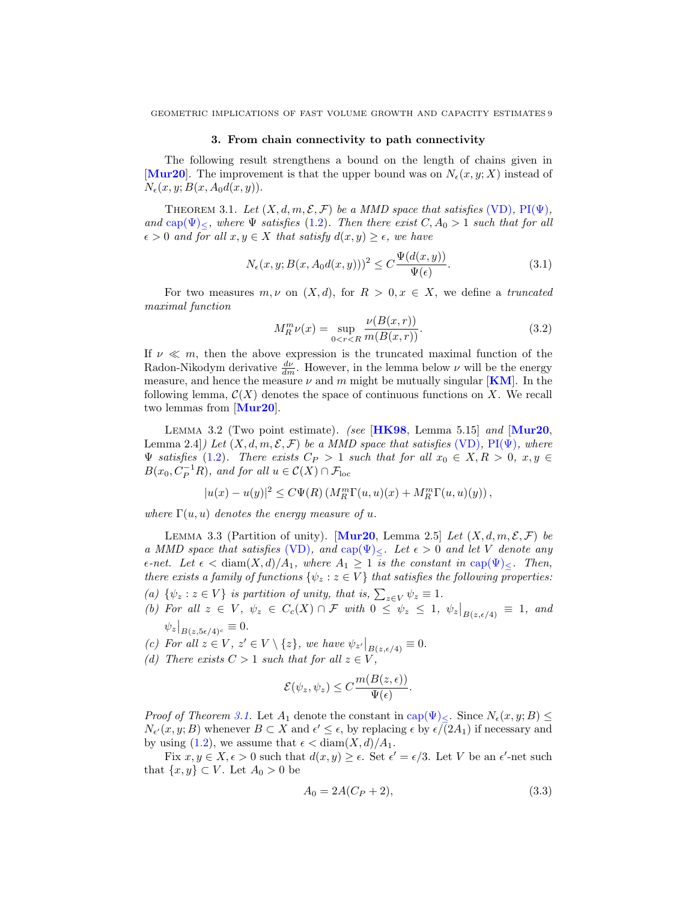## 3. From chain connectivity to path connectivity

The following result strengthens a bound on the length of chains given in [**Mur20**]. The improvement is that the upper bound was on $N_\epsilon(x, y; X)$ instead of $N_\epsilon(x, y; B(x, A_0 d(x, y))$.

THEOREM 3.1. *Let $(X, d, m, \mathcal{E}, \mathcal{F})$ be a MMD space that satisfies (VD), PI($\Psi$), and cap$(\Psi)_\leq$, where $\Psi$ satisfies (1.2). Then there exist $C, A_0 > 1$ such that for all $\epsilon > 0$ and for all $x, y \in X$ that satisfy $d(x, y) \geq \epsilon$, we have*

$$N_\epsilon(x, y; B(x, A_0 d(x, y)))^2 \leq C \frac{\Psi(d(x, y))}{\Psi(\epsilon)}. \tag{3.1}$$

For two measures $m, \nu$ on $(X, d)$, for $R > 0, x \in X$, we define a *truncated maximal function*

$$M_R^m \nu(x) = \sup_{0 < r < R} \frac{\nu(B(x, r))}{m(B(x, r))}. \tag{3.2}$$

If $\nu \ll m$, then the above expression is the truncated maximal function of the Radon-Nikodym derivative $\frac{d\nu}{dm}$. However, in the lemma below $\nu$ will be the energy measure, and hence the measure $\nu$ and $m$ might be mutually singular [**KM**]. In the following lemma, $\mathcal{C}(X)$ denotes the space of continuous functions on $X$. We recall two lemmas from [**Mur20**].

LEMMA 3.2 (Two point estimate). *(see [**HK98**, Lemma 5.15] and [**Mur20**, Lemma 2.4]) Let $(X, d, m, \mathcal{E}, \mathcal{F})$ be a MMD space that satisfies (VD), PI($\Psi$), where $\Psi$ satisfies (1.2). There exists $C_P > 1$ such that for all $x_0 \in X, R > 0$, $x, y \in B(x_0, C_P^{-1} R)$, and for all $u \in \mathcal{C}(X) \cap \mathcal{F}_{\text{loc}}$*

$$|u(x) - u(y)|^2 \leq C \Psi(R) \left( M_R^m \Gamma(u, u)(x) + M_R^m \Gamma(u, u)(y) \right),$$

*where $\Gamma(u, u)$ denotes the energy measure of $u$.*

LEMMA 3.3 (Partition of unity). [**Mur20**, Lemma 2.5] *Let $(X, d, m, \mathcal{E}, \mathcal{F})$ be a MMD space that satisfies (VD), and cap$(\Psi)_\leq$. Let $\epsilon > 0$ and let $V$ denote any $\epsilon$-net. Let $\epsilon < \text{diam}(X, d)/A_1$, where $A_1 \geq 1$ is the constant in cap$(\Psi)_\leq$. Then, there exists a family of functions $\{\psi_z : z \in V\}$ that satisfies the following properties:*

*(a) $\{\psi_z : z \in V\}$ is partition of unity, that is, $\sum_{z \in V} \psi_z \equiv 1$.*
*(b) For all $z \in V$, $\psi_z \in C_c(X) \cap \mathcal{F}$ with $0 \leq \psi_z \leq 1$, $\psi_z\big|_{B(z, \epsilon/4)} \equiv 1$, and $\psi_z\big|_{B(z, 5\epsilon/4)^c} \equiv 0$.*
*(c) For all $z \in V$, $z' \in V \setminus \{z\}$, we have $\psi_{z'}\big|_{B(z, \epsilon/4)} \equiv 0$.*
*(d) There exists $C > 1$ such that for all $z \in V$,*

$$\mathcal{E}(\psi_z, \psi_z) \leq C \frac{m(B(z, \epsilon))}{\Psi(\epsilon)}.$$

*Proof of Theorem 3.1.* Let $A_1$ denote the constant in cap$(\Psi)_\leq$. Since $N_\epsilon(x, y; B) \leq N_{\epsilon'}(x, y; B)$ whenever $B \subset X$ and $\epsilon' \leq \epsilon$, by replacing $\epsilon$ by $\epsilon/(2A_1)$ if necessary and by using (1.2), we assume that $\epsilon < \text{diam}(X, d)/A_1$.

Fix $x, y \in X, \epsilon > 0$ such that $d(x, y) \geq \epsilon$. Set $\epsilon' = \epsilon/3$. Let $V$ be an $\epsilon'$-net such that $\{x, y\} \subset V$. Let $A_0 > 0$ be

$$A_0 = 2A(C_P + 2), \tag{3.3}$$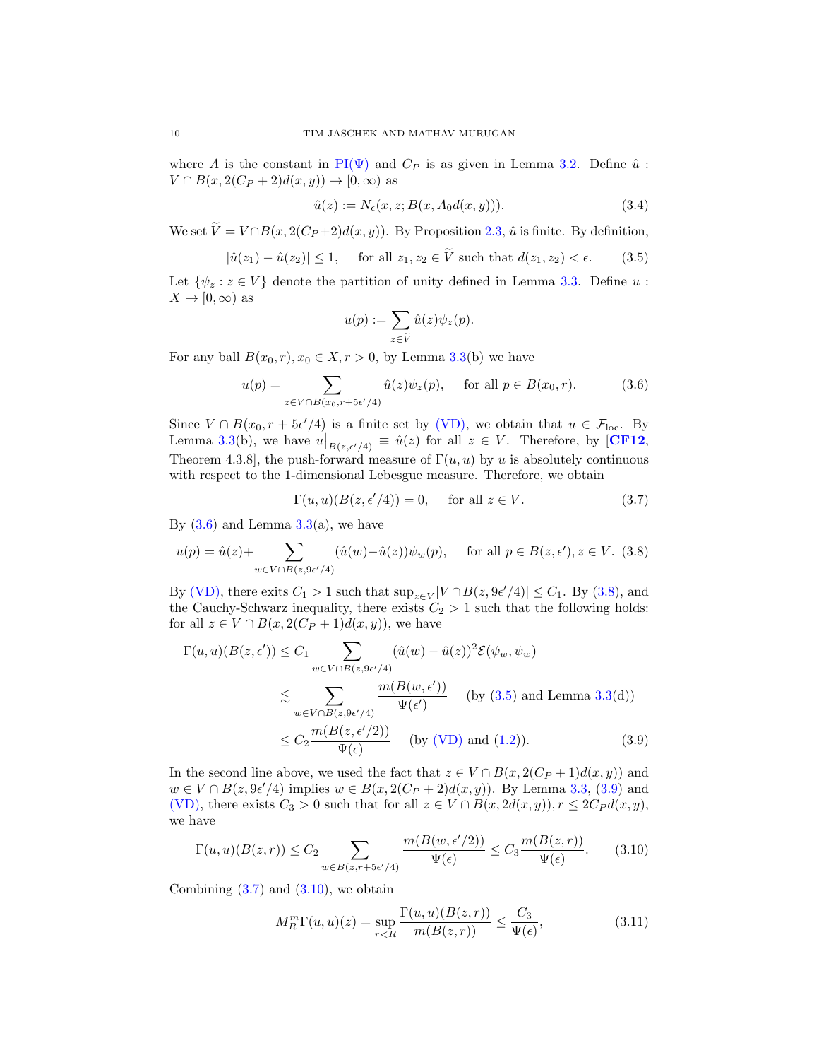where $A$ is the constant in PI($\Psi$) and $C_P$ is as given in Lemma 3.2. Define $\hat{u} : V \cap B(x, 2(C_P + 2)d(x, y)) \to [0, \infty)$ as

$$\hat{u}(z) := N_\epsilon(x, z; B(x, A_0 d(x, y))). \tag{3.4}$$

We set $\widetilde{V} = V \cap B(x, 2(C_P+2)d(x, y))$. By Proposition 2.3, $\hat{u}$ is finite. By definition,

$$|\hat{u}(z_1) - \hat{u}(z_2)| \le 1, \quad \text{for all } z_1, z_2 \in \widetilde{V} \text{ such that } d(z_1, z_2) < \epsilon. \tag{3.5}$$

Let $\{\psi_z : z \in V\}$ denote the partition of unity defined in Lemma 3.3. Define $u : X \to [0, \infty)$ as

$$u(p) := \sum_{z \in \widetilde{V}} \hat{u}(z)\psi_z(p).$$

For any ball $B(x_0, r), x_0 \in X, r > 0$, by Lemma 3.3(b) we have

$$u(p) = \sum_{z \in V \cap B(x_0, r+5\epsilon'/4)} \hat{u}(z)\psi_z(p), \quad \text{for all } p \in B(x_0, r). \tag{3.6}$$

Since $V \cap B(x_0, r + 5\epsilon'/4)$ is a finite set by (VD), we obtain that $u \in \mathcal{F}_{\text{loc}}$. By Lemma 3.3(b), we have $u\big|_{B(z,\epsilon'/4)} \equiv \hat{u}(z)$ for all $z \in V$. Therefore, by [**CF12**, Theorem 4.3.8], the push-forward measure of $\Gamma(u, u)$ by $u$ is absolutely continuous with respect to the 1-dimensional Lebesgue measure. Therefore, we obtain

$$\Gamma(u, u)(B(z, \epsilon'/4)) = 0, \quad \text{for all } z \in V. \tag{3.7}$$

By (3.6) and Lemma 3.3(a), we have

$$u(p) = \hat{u}(z) + \sum_{w \in V \cap B(z, 9\epsilon'/4)} (\hat{u}(w) - \hat{u}(z))\psi_w(p), \quad \text{for all } p \in B(z, \epsilon'), z \in V. \tag{3.8}$$

By (VD), there exits $C_1 > 1$ such that $\sup_{z \in V} |V \cap B(z, 9\epsilon'/4)| \le C_1$. By (3.8), and the Cauchy-Schwarz inequality, there exists $C_2 > 1$ such that the following holds: for all $z \in V \cap B(x, 2(C_P + 1)d(x, y))$, we have

$$\begin{aligned}
\Gamma(u, u)(B(z, \epsilon')) &\le C_1 \sum_{w \in V \cap B(z, 9\epsilon'/4)} (\hat{u}(w) - \hat{u}(z))^2 \mathcal{E}(\psi_w, \psi_w) \\
&\lesssim \sum_{w \in V \cap B(z, 9\epsilon'/4)} \frac{m(B(w, \epsilon'))}{\Psi(\epsilon')} \quad \text{(by (3.5) and Lemma 3.3(d))} \\
&\le C_2 \frac{m(B(z, \epsilon'/2))}{\Psi(\epsilon)} \quad \text{(by (VD) and (1.2))}.
\end{aligned} \tag{3.9}$$

In the second line above, we used the fact that $z \in V \cap B(x, 2(C_P + 1)d(x, y))$ and $w \in V \cap B(z, 9\epsilon'/4)$ implies $w \in B(x, 2(C_P + 2)d(x, y))$. By Lemma 3.3, (3.9) and (VD), there exists $C_3 > 0$ such that for all $z \in V \cap B(x, 2d(x, y)), r \le 2C_P d(x, y)$, we have

$$\Gamma(u, u)(B(z, r)) \le C_2 \sum_{w \in B(z, r+5\epsilon'/4)} \frac{m(B(w, \epsilon'/2))}{\Psi(\epsilon)} \le C_3 \frac{m(B(z, r))}{\Psi(\epsilon)}. \tag{3.10}$$

Combining (3.7) and (3.10), we obtain

$$M_R^m \Gamma(u, u)(z) = \sup_{r < R} \frac{\Gamma(u, u)(B(z, r))}{m(B(z, r))} \le \frac{C_3}{\Psi(\epsilon)}, \tag{3.11}$$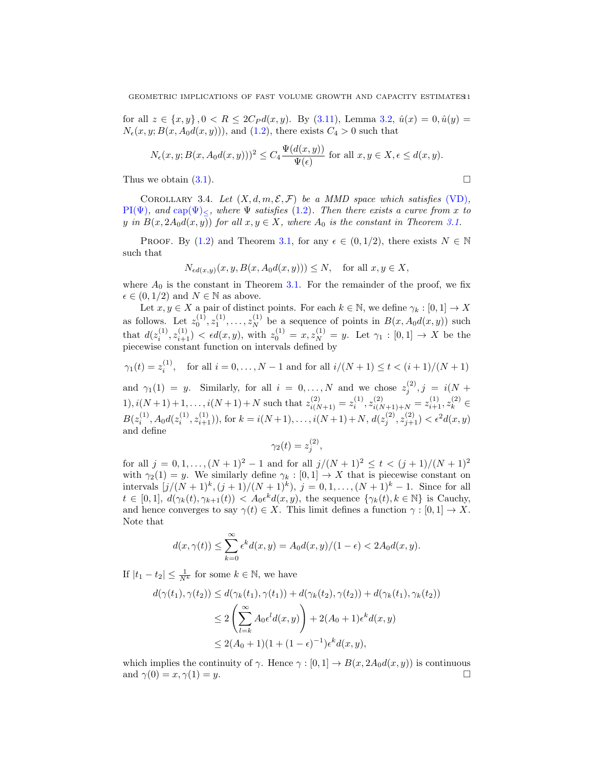for all $z \in \{x, y\}, 0 < R \leq 2C_P d(x,y)$. By (3.11), Lemma 3.2, $\hat{u}(x) = 0, \hat{u}(y) = N_\epsilon(x, y; B(x, A_0 d(x,y)))$, and (1.2), there exists $C_4 > 0$ such that

$$N_\epsilon(x, y; B(x, A_0 d(x,y)))^2 \leq C_4 \frac{\Psi(d(x,y))}{\Psi(\epsilon)} \text{ for all } x, y \in X, \epsilon \leq d(x,y).$$

Thus we obtain (3.1). ☐

COROLLARY 3.4. *Let $(X, d, m, \mathcal{E}, \mathcal{F})$ be a MMD space which satisfies (VD), PI($\Psi$), and cap($\Psi$)$_\leq$, where $\Psi$ satisfies (1.2). Then there exists a curve from $x$ to $y$ in $B(x, 2A_0 d(x,y))$ for all $x, y \in X$, where $A_0$ is the constant in Theorem 3.1.*

PROOF. By (1.2) and Theorem 3.1, for any $\epsilon \in (0, 1/2)$, there exists $N \in \mathbb{N}$ such that

$$N_{\epsilon d(x,y)}(x, y, B(x, A_0 d(x,y))) \leq N, \quad \text{for all } x, y \in X,$$

where $A_0$ is the constant in Theorem 3.1. For the remainder of the proof, we fix $\epsilon \in (0, 1/2)$ and $N \in \mathbb{N}$ as above.

Let $x, y \in X$ a pair of distinct points. For each $k \in \mathbb{N}$, we define $\gamma_k : [0,1] \to X$ as follows. Let $z_0^{(1)}, z_1^{(1)}, \ldots, z_N^{(1)}$ be a sequence of points in $B(x, A_0 d(x,y))$ such that $d(z_i^{(1)}, z_{i+1}^{(1)}) < \epsilon d(x,y)$, with $z_0^{(1)} = x, z_N^{(1)} = y$. Let $\gamma_1 : [0,1] \to X$ be the piecewise constant function on intervals defined by

$$\gamma_1(t) = z_i^{(1)}, \quad \text{for all } i = 0, \ldots, N-1 \text{ and for all } i/(N+1) \leq t < (i+1)/(N+1)$$

and $\gamma_1(1) = y$. Similarly, for all $i = 0, \ldots, N$ and we chose $z_j^{(2)}, j = i(N+1), i(N+1)+1, \ldots, i(N+1)+N$ such that $z_{i(N+1)}^{(2)} = z_i^{(1)}, z_{i(N+1)+N}^{(2)} = z_{i+1}^{(1)}, z_k^{(2)} \in B(z_i^{(1)}, A_0 d(z_i^{(1)}, z_{i+1}^{(1)}))$, for $k = i(N+1), \ldots, i(N+1)+N$, $d(z_j^{(2)}, z_{j+1}^{(2)}) < \epsilon^2 d(x,y)$ and define

$$\gamma_2(t) = z_j^{(2)},$$

for all $j = 0, 1, \ldots, (N+1)^2 - 1$ and for all $j/(N+1)^2 \leq t < (j+1)/(N+1)^2$ with $\gamma_2(1) = y$. We similarly define $\gamma_k : [0,1] \to X$ that is piecewise constant on intervals $[j/(N+1)^k, (j+1)/(N+1)^k)$, $j = 0, 1, \ldots, (N+1)^k - 1$. Since for all $t \in [0,1]$, $d(\gamma_k(t), \gamma_{k+1}(t)) < A_0 \epsilon^k d(x,y)$, the sequence $\{\gamma_k(t), k \in \mathbb{N}\}$ is Cauchy, and hence converges to say $\gamma(t) \in X$. This limit defines a function $\gamma : [0,1] \to X$. Note that

$$d(x, \gamma(t)) \leq \sum_{k=0}^{\infty} \epsilon^k d(x,y) = A_0 d(x,y)/(1-\epsilon) < 2A_0 d(x,y).$$

If $|t_1 - t_2| \leq \frac{1}{N^k}$ for some $k \in \mathbb{N}$, we have

$$\begin{aligned}
d(\gamma(t_1), \gamma(t_2)) &\leq d(\gamma_k(t_1), \gamma(t_1)) + d(\gamma_k(t_2), \gamma(t_2)) + d(\gamma_k(t_1), \gamma_k(t_2)) \\
&\leq 2\left(\sum_{l=k}^{\infty} A_0 \epsilon^l d(x,y)\right) + 2(A_0+1)\epsilon^k d(x,y) \\
&\leq 2(A_0+1)(1 + (1-\epsilon)^{-1})\epsilon^k d(x,y),
\end{aligned}$$

which implies the continuity of $\gamma$. Hence $\gamma : [0,1] \to B(x, 2A_0 d(x,y))$ is continuous and $\gamma(0) = x, \gamma(1) = y$. ☐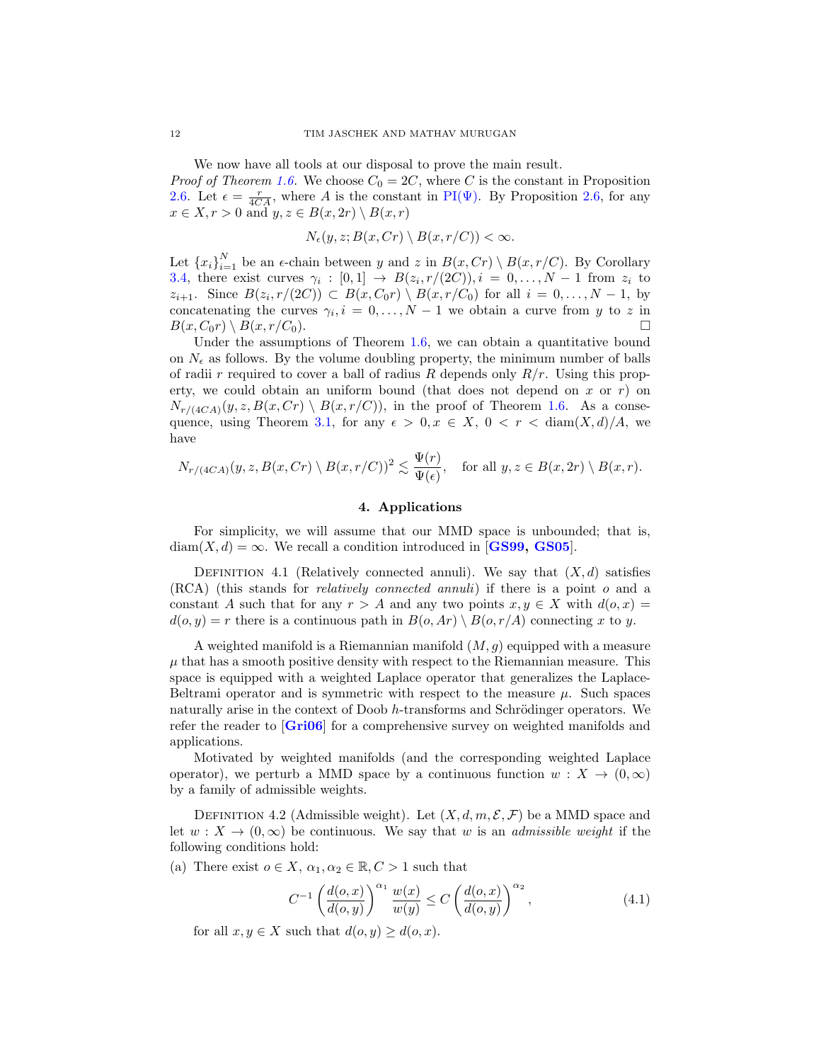We now have all tools at our disposal to prove the main result.

*Proof of Theorem 1.6.* We choose $C_0 = 2C$, where $C$ is the constant in Proposition 2.6. Let $\epsilon = \frac{r}{4CA}$, where $A$ is the constant in PI($\Psi$). By Proposition 2.6, for any $x \in X, r > 0$ and $y, z \in B(x, 2r) \setminus B(x, r)$

$$N_\epsilon(y, z; B(x, Cr) \setminus B(x, r/C)) < \infty.$$

Let $\{x_i\}_{i=1}^N$ be an $\epsilon$-chain between $y$ and $z$ in $B(x, Cr) \setminus B(x, r/C)$. By Corollary 3.4, there exist curves $\gamma_i : [0, 1] \to B(z_i, r/(2C)), i = 0, \ldots, N-1$ from $z_i$ to $z_{i+1}$. Since $B(z_i, r/(2C)) \subset B(x, C_0 r) \setminus B(x, r/C_0)$ for all $i = 0, \ldots, N-1$, by concatenating the curves $\gamma_i, i = 0, \ldots, N-1$ we obtain a curve from $y$ to $z$ in $B(x, C_0 r) \setminus B(x, r/C_0)$. □

Under the assumptions of Theorem 1.6, we can obtain a quantitative bound on $N_\epsilon$ as follows. By the volume doubling property, the minimum number of balls of radii $r$ required to cover a ball of radius $R$ depends only $R/r$. Using this property, we could obtain an uniform bound (that does not depend on $x$ or $r$) on $N_{r/(4CA)}(y, z, B(x, Cr) \setminus B(x, r/C))$, in the proof of Theorem 1.6. As a consequence, using Theorem 3.1, for any $\epsilon > 0, x \in X$, $0 < r < \operatorname{diam}(X, d)/A$, we have

$$N_{r/(4CA)}(y, z, B(x, Cr) \setminus B(x, r/C))^2 \lesssim \frac{\Psi(r)}{\Psi(\epsilon)}, \quad \text{for all } y, z \in B(x, 2r) \setminus B(x, r).$$

## 4. Applications

For simplicity, we will assume that our MMD space is unbounded; that is, $\operatorname{diam}(X, d) = \infty$. We recall a condition introduced in [**GS99, GS05**].

Definition 4.1 (Relatively connected annuli). We say that $(X, d)$ satisfies (RCA) (this stands for *relatively connected annuli*) if there is a point $o$ and a constant $A$ such that for any $r > A$ and any two points $x, y \in X$ with $d(o, x) = d(o, y) = r$ there is a continuous path in $B(o, Ar) \setminus B(o, r/A)$ connecting $x$ to $y$.

A weighted manifold is a Riemannian manifold $(M, g)$ equipped with a measure $\mu$ that has a smooth positive density with respect to the Riemannian measure. This space is equipped with a weighted Laplace operator that generalizes the Laplace-Beltrami operator and is symmetric with respect to the measure $\mu$. Such spaces naturally arise in the context of Doob $h$-transforms and Schrödinger operators. We refer the reader to [**Gri06**] for a comprehensive survey on weighted manifolds and applications.

Motivated by weighted manifolds (and the corresponding weighted Laplace operator), we perturb a MMD space by a continuous function $w : X \to (0, \infty)$ by a family of admissible weights.

Definition 4.2 (Admissible weight). Let $(X, d, m, \mathcal{E}, \mathcal{F})$ be a MMD space and let $w : X \to (0, \infty)$ be continuous. We say that $w$ is an *admissible weight* if the following conditions hold:

(a) There exist $o \in X$, $\alpha_1, \alpha_2 \in \mathbb{R}, C > 1$ such that

$$C^{-1} \left( \frac{d(o, x)}{d(o, y)} \right)^{\alpha_1} \frac{w(x)}{w(y)} \le C \left( \frac{d(o, x)}{d(o, y)} \right)^{\alpha_2}, \tag{4.1}$$

for all $x, y \in X$ such that $d(o, y) \ge d(o, x)$.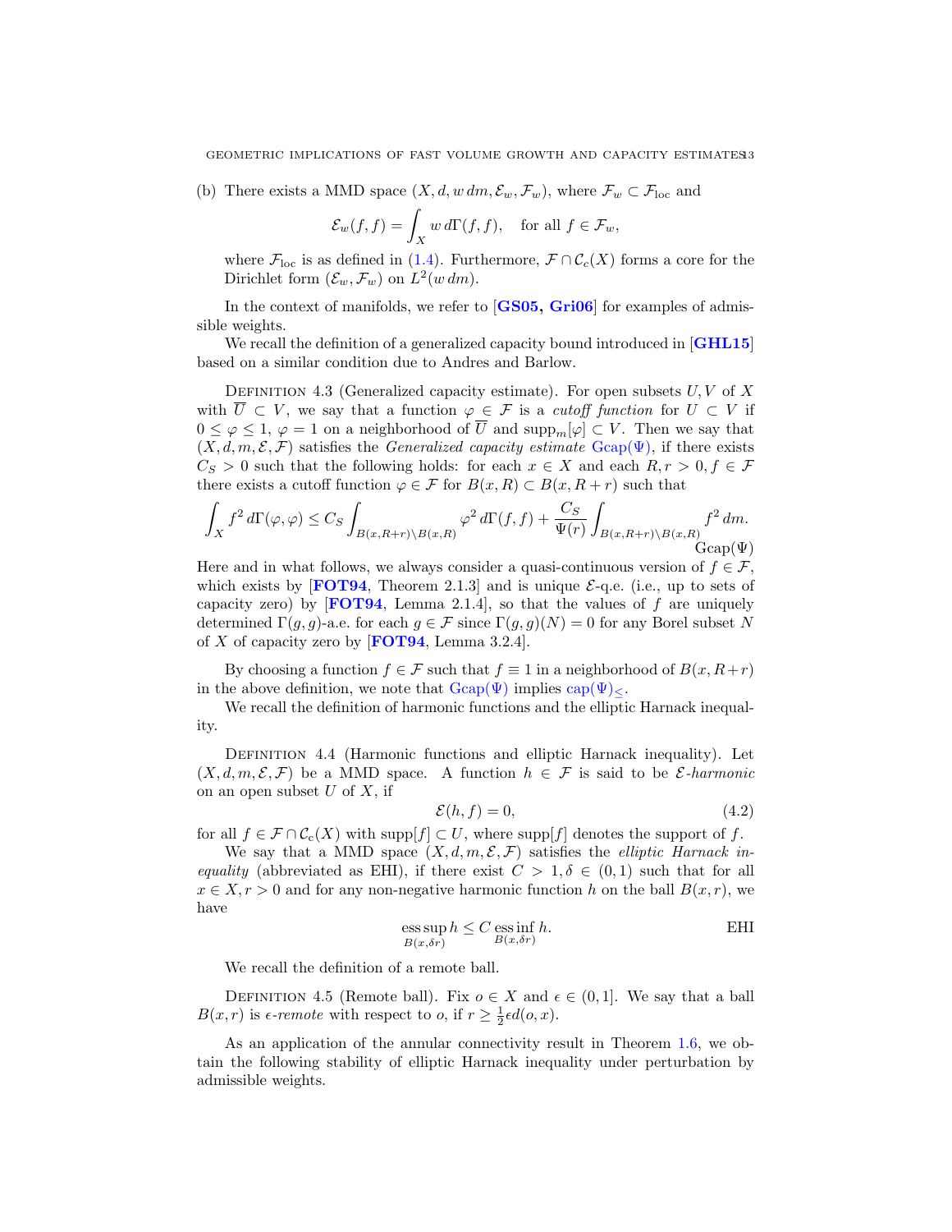(b) There exists a MMD space $(X, d, w\,dm, \mathcal{E}_w, \mathcal{F}_w)$, where $\mathcal{F}_w \subset \mathcal{F}_{\text{loc}}$ and

$$\mathcal{E}_w(f,f) = \int_X w\, d\Gamma(f,f), \quad \text{for all } f \in \mathcal{F}_w,$$

where $\mathcal{F}_{\text{loc}}$ is as defined in (1.4). Furthermore, $\mathcal{F} \cap \mathcal{C}_c(X)$ forms a core for the Dirichlet form $(\mathcal{E}_w, \mathcal{F}_w)$ on $L^2(w\,dm)$.

In the context of manifolds, we refer to [**GS05, Gri06**] for examples of admissible weights.

We recall the definition of a generalized capacity bound introduced in [**GHL15**] based on a similar condition due to Andres and Barlow.

Definition 4.3 (Generalized capacity estimate). For open subsets $U, V$ of $X$ with $\overline{U} \subset V$, we say that a function $\varphi \in \mathcal{F}$ is a *cutoff function* for $U \subset V$ if $0 \le \varphi \le 1$, $\varphi = 1$ on a neighborhood of $\overline{U}$ and $\text{supp}_m[\varphi] \subset V$. Then we say that $(X, d, m, \mathcal{E}, \mathcal{F})$ satisfies the *Generalized capacity estimate* Gcap$(\Psi)$, if there exists $C_S > 0$ such that the following holds: for each $x \in X$ and each $R, r > 0, f \in \mathcal{F}$ there exists a cutoff function $\varphi \in \mathcal{F}$ for $B(x,R) \subset B(x, R+r)$ such that

$$\int_X f^2\, d\Gamma(\varphi,\varphi) \le C_S \int_{B(x,R+r)\setminus B(x,R)} \varphi^2\, d\Gamma(f,f) + \frac{C_S}{\Psi(r)} \int_{B(x,R+r)\setminus B(x,R)} f^2\, dm. \qquad \text{Gcap}(\Psi)$$

Here and in what follows, we always consider a quasi-continuous version of $f \in \mathcal{F}$, which exists by [**FOT94**, Theorem 2.1.3] and is unique $\mathcal{E}$-q.e. (i.e., up to sets of capacity zero) by [**FOT94**, Lemma 2.1.4], so that the values of $f$ are uniquely determined $\Gamma(g,g)$-a.e. for each $g \in \mathcal{F}$ since $\Gamma(g,g)(N) = 0$ for any Borel subset $N$ of $X$ of capacity zero by [**FOT94**, Lemma 3.2.4].

By choosing a function $f \in \mathcal{F}$ such that $f \equiv 1$ in a neighborhood of $B(x, R+r)$ in the above definition, we note that Gcap$(\Psi)$ implies $\text{cap}(\Psi)_{\le}$.

We recall the definition of harmonic functions and the elliptic Harnack inequality.

Definition 4.4 (Harmonic functions and elliptic Harnack inequality). Let $(X, d, m, \mathcal{E}, \mathcal{F})$ be a MMD space. A function $h \in \mathcal{F}$ is said to be $\mathcal{E}$*-harmonic* on an open subset $U$ of $X$, if

$$\mathcal{E}(h, f) = 0, \tag{4.2}$$

for all $f \in \mathcal{F} \cap \mathcal{C}_c(X)$ with $\text{supp}[f] \subset U$, where $\text{supp}[f]$ denotes the support of $f$.

We say that a MMD space $(X, d, m, \mathcal{E}, \mathcal{F})$ satisfies the *elliptic Harnack inequality* (abbreviated as EHI), if there exist $C > 1, \delta \in (0,1)$ such that for all $x \in X, r > 0$ and for any non-negative harmonic function $h$ on the ball $B(x,r)$, we have

$$\operatorname*{ess\,sup}_{B(x,\delta r)} h \le C \operatorname*{ess\,inf}_{B(x,\delta r)} h. \qquad \text{EHI}$$

We recall the definition of a remote ball.

Definition 4.5 (Remote ball). Fix $o \in X$ and $\epsilon \in (0,1]$. We say that a ball $B(x,r)$ is $\epsilon$*-remote* with respect to $o$, if $r \ge \frac{1}{2}\epsilon d(o,x)$.

As an application of the annular connectivity result in Theorem 1.6, we obtain the following stability of elliptic Harnack inequality under perturbation by admissible weights.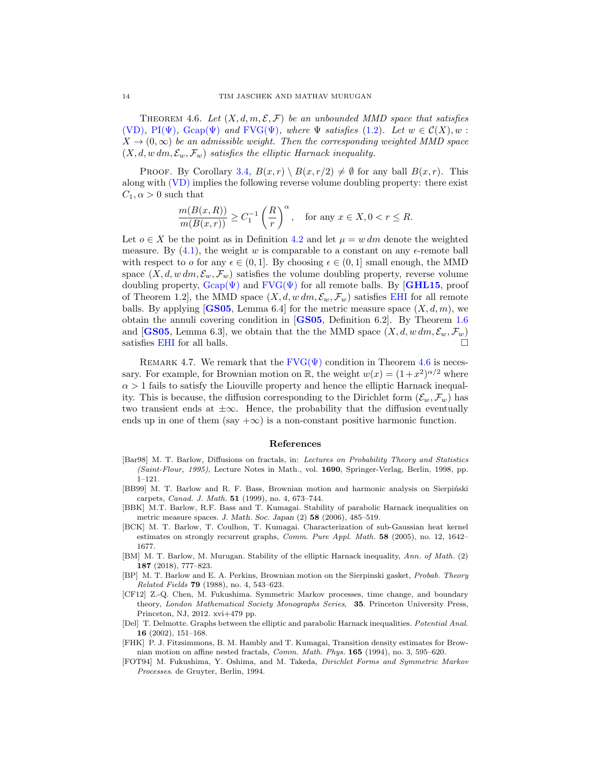THEOREM 4.6. *Let $(X, d, m, \mathcal{E}, \mathcal{F})$ be an unbounded MMD space that satisfies (VD), PI($\Psi$), Gcap($\Psi$) and FVG($\Psi$), where $\Psi$ satisfies (1.2). Let $w \in \mathcal{C}(X), w : X \to (0, \infty)$ be an admissible weight. Then the corresponding weighted MMD space $(X, d, w\, dm, \mathcal{E}_w, \mathcal{F}_w)$ satisfies the elliptic Harnack inequality.*

PROOF. By Corollary 3.4, $B(x, r) \setminus B(x, r/2) \neq \emptyset$ for any ball $B(x, r)$. This along with (VD) implies the following reverse volume doubling property: there exist $C_1, \alpha > 0$ such that

$$\frac{m(B(x,R))}{m(B(x,r))} \geq C_1^{-1} \left(\frac{R}{r}\right)^{\alpha}, \quad \text{for any } x \in X, 0 < r \leq R.$$

Let $o \in X$ be the point as in Definition 4.2 and let $\mu = w\, dm$ denote the weighted measure. By (4.1), the weight $w$ is comparable to a constant on any $\epsilon$-remote ball with respect to $o$ for any $\epsilon \in (0, 1]$. By choosing $\epsilon \in (0, 1]$ small enough, the MMD space $(X, d, w\, dm, \mathcal{E}_w, \mathcal{F}_w)$ satisfies the volume doubling property, reverse volume doubling property, Gcap($\Psi$) and FVG($\Psi$) for all remote balls. By [**GHL15**, proof of Theorem 1.2], the MMD space $(X, d, w\, dm, \mathcal{E}_w, \mathcal{F}_w)$ satisfies EHI for all remote balls. By applying [**GS05**, Lemma 6.4] for the metric measure space $(X, d, m)$, we obtain the annuli covering condition in [**GS05**, Definition 6.2]. By Theorem 1.6 and [**GS05**, Lemma 6.3], we obtain that the the MMD space $(X, d, w\, dm, \mathcal{E}_w, \mathcal{F}_w)$ satisfies EHI for all balls. □

REMARK 4.7. We remark that the FVG($\Psi$) condition in Theorem 4.6 is necessary. For example, for Brownian motion on $\mathbb{R}$, the weight $w(x) = (1+x^2)^{\alpha/2}$ where $\alpha > 1$ fails to satisfy the Liouville property and hence the elliptic Harnack inequality. This is because, the diffusion corresponding to the Dirichlet form $(\mathcal{E}_w, \mathcal{F}_w)$ has two transient ends at $\pm\infty$. Hence, the probability that the diffusion eventually ends up in one of them (say $+\infty$) is a non-constant positive harmonic function.

## References

- [Bar98] M. T. Barlow, Diffusions on fractals, in: *Lectures on Probability Theory and Statistics (Saint-Flour, 1995)*, Lecture Notes in Math., vol. **1690**, Springer-Verlag, Berlin, 1998, pp. 1–121.
- [BB99] M. T. Barlow and R. F. Bass, Brownian motion and harmonic analysis on Sierpiński carpets, *Canad. J. Math.* **51** (1999), no. 4, 673–744.
- [BBK] M.T. Barlow, R.F. Bass and T. Kumagai. Stability of parabolic Harnack inequalities on metric measure spaces. *J. Math. Soc. Japan* (2) **58** (2006), 485–519.
- [BCK] M. T. Barlow, T. Coulhon, T. Kumagai. Characterization of sub-Gaussian heat kernel estimates on strongly recurrent graphs, *Comm. Pure Appl. Math.* **58** (2005), no. 12, 1642–1677.
- [BM] M. T. Barlow, M. Murugan. Stability of the elliptic Harnack inequality, *Ann. of Math.* (2) **187** (2018), 777–823.
- [BP] M. T. Barlow and E. A. Perkins, Brownian motion on the Sierpinski gasket, *Probab. Theory Related Fields* **79** (1988), no. 4, 543–623.
- [CF12] Z.-Q. Chen, M. Fukushima. Symmetric Markov processes, time change, and boundary theory, *London Mathematical Society Monographs Series*, **35**. Princeton University Press, Princeton, NJ, 2012. xvi+479 pp.
- [Del] T. Delmotte. Graphs between the elliptic and parabolic Harnack inequalities. *Potential Anal.* **16** (2002), 151–168.
- [FHK] P. J. Fitzsimmons, B. M. Hambly and T. Kumagai, Transition density estimates for Brownian motion on affine nested fractals, *Comm. Math. Phys.* **165** (1994), no. 3, 595–620.
- [FOT94] M. Fukushima, Y. Oshima, and M. Takeda, *Dirichlet Forms and Symmetric Markov Processes*. de Gruyter, Berlin, 1994.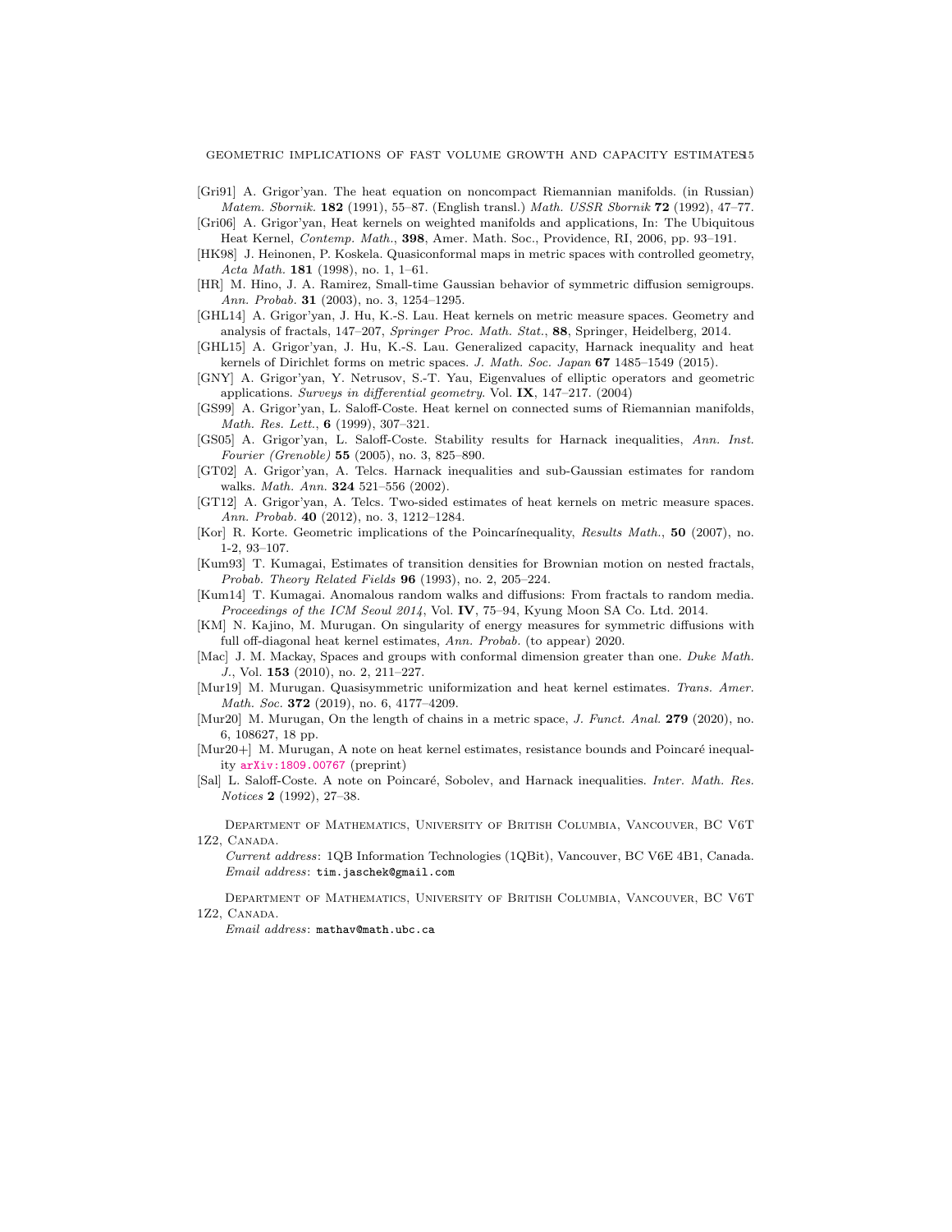[Gri91] A. Grigor'yan. The heat equation on noncompact Riemannian manifolds. (in Russian) *Matem. Sbornik.* **182** (1991), 55–87. (English transl.) *Math. USSR Sbornik* **72** (1992), 47–77.

[Gri06] A. Grigor'yan, Heat kernels on weighted manifolds and applications, In: The Ubiquitous Heat Kernel, *Contemp. Math.*, **398**, Amer. Math. Soc., Providence, RI, 2006, pp. 93–191.

[HK98] J. Heinonen, P. Koskela. Quasiconformal maps in metric spaces with controlled geometry, *Acta Math.* **181** (1998), no. 1, 1–61.

[HR] M. Hino, J. A. Ramirez, Small-time Gaussian behavior of symmetric diffusion semigroups. *Ann. Probab.* **31** (2003), no. 3, 1254–1295.

[GHL14] A. Grigor'yan, J. Hu, K.-S. Lau. Heat kernels on metric measure spaces. Geometry and analysis of fractals, 147–207, *Springer Proc. Math. Stat.*, **88**, Springer, Heidelberg, 2014.

[GHL15] A. Grigor'yan, J. Hu, K.-S. Lau. Generalized capacity, Harnack inequality and heat kernels of Dirichlet forms on metric spaces. *J. Math. Soc. Japan* **67** 1485–1549 (2015).

[GNY] A. Grigor'yan, Y. Netrusov, S.-T. Yau, Eigenvalues of elliptic operators and geometric applications. *Surveys in differential geometry.* Vol. **IX**, 147–217. (2004)

[GS99] A. Grigor'yan, L. Saloff-Coste. Heat kernel on connected sums of Riemannian manifolds, *Math. Res. Lett.*, **6** (1999), 307–321.

[GS05] A. Grigor'yan, L. Saloff-Coste. Stability results for Harnack inequalities, *Ann. Inst. Fourier (Grenoble)* **55** (2005), no. 3, 825–890.

[GT02] A. Grigor'yan, A. Telcs. Harnack inequalities and sub-Gaussian estimates for random walks. *Math. Ann.* **324** 521–556 (2002).

[GT12] A. Grigor'yan, A. Telcs. Two-sided estimates of heat kernels on metric measure spaces. *Ann. Probab.* **40** (2012), no. 3, 1212–1284.

[Kor] R. Korte. Geometric implications of the Poincarínequality, *Results Math.*, **50** (2007), no. 1-2, 93–107.

[Kum93] T. Kumagai, Estimates of transition densities for Brownian motion on nested fractals, *Probab. Theory Related Fields* **96** (1993), no. 2, 205–224.

[Kum14] T. Kumagai. Anomalous random walks and diffusions: From fractals to random media. *Proceedings of the ICM Seoul 2014*, Vol. **IV**, 75–94, Kyung Moon SA Co. Ltd. 2014.

[KM] N. Kajino, M. Murugan. On singularity of energy measures for symmetric diffusions with full off-diagonal heat kernel estimates, *Ann. Probab.* (to appear) 2020.

[Mac] J. M. Mackay, Spaces and groups with conformal dimension greater than one. *Duke Math. J.*, Vol. **153** (2010), no. 2, 211–227.

[Mur19] M. Murugan. Quasisymmetric uniformization and heat kernel estimates. *Trans. Amer. Math. Soc.* **372** (2019), no. 6, 4177–4209.

[Mur20] M. Murugan, On the length of chains in a metric space, *J. Funct. Anal.* **279** (2020), no. 6, 108627, 18 pp.

[Mur20+] M. Murugan, A note on heat kernel estimates, resistance bounds and Poincaré inequality arXiv:1809.00767 (preprint)

[Sal] L. Saloff-Coste. A note on Poincaré, Sobolev, and Harnack inequalities. *Inter. Math. Res. Notices* **2** (1992), 27–38.

Department of Mathematics, University of British Columbia, Vancouver, BC V6T 1Z2, Canada.

*Current address*: 1QB Information Technologies (1QBit), Vancouver, BC V6E 4B1, Canada.
*Email address*: `tim.jaschek@gmail.com`

Department of Mathematics, University of British Columbia, Vancouver, BC V6T 1Z2, Canada.

*Email address*: `mathav@math.ubc.ca`